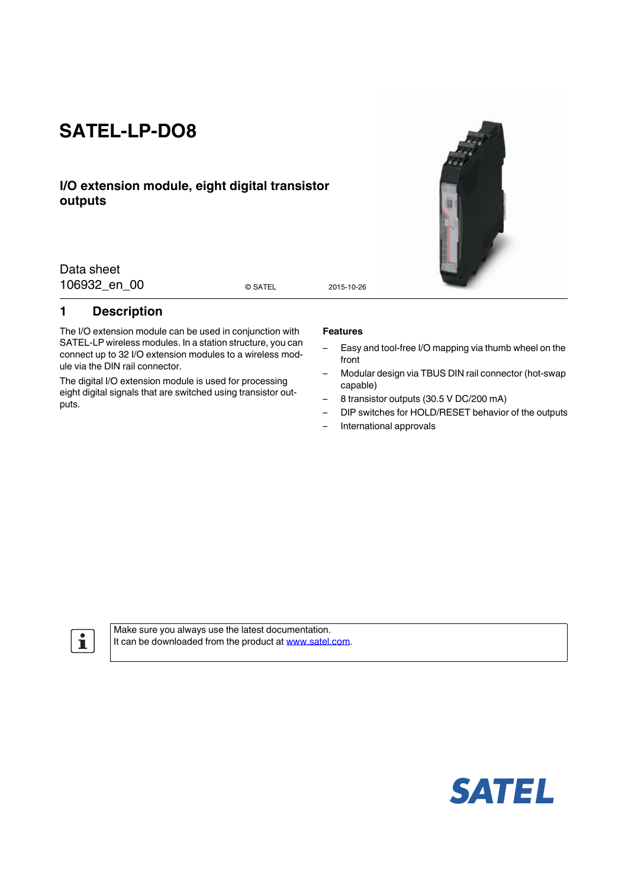# SATEL-LP-DO8

## I/O extension module, eight digital transistor outputs

Data sheet
106932_en_00

© SATEL 2015-10-26

## 1 Description

The I/O extension module can be used in conjunction with SATEL-LP wireless modules. In a station structure, you can connect up to 32 I/O extension modules to a wireless module via the DIN rail connector.

The digital I/O extension module is used for processing eight digital signals that are switched using transistor outputs.

**Features**

- Easy and tool-free I/O mapping via thumb wheel on the front
- Modular design via TBUS DIN rail connector (hot-swap capable)
- 8 transistor outputs (30.5 V DC/200 mA)
- DIP switches for HOLD/RESET behavior of the outputs
- International approvals

Make sure you always use the latest documentation.
It can be downloaded from the product at www.satel.com.

SATEL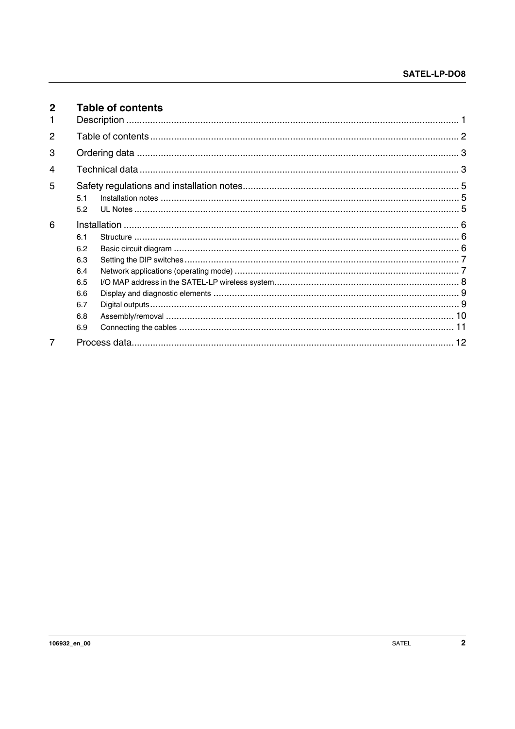# 2 Table of contents

1 Description .......................................................................................................................... 1

2 Table of contents ................................................................................................................. 2

3 Ordering data ...................................................................................................................... 3

4 Technical data ..................................................................................................................... 3

5 Safety regulations and installation notes............................................................................... 5

- 5.1 Installation notes ........................................................................................................... 5
- 5.2 UL Notes ...................................................................................................................... 5

6 Installation .......................................................................................................................... 6

- 6.1 Structure ...................................................................................................................... 6
- 6.2 Basic circuit diagram ..................................................................................................... 6
- 6.3 Setting the DIP switches ................................................................................................ 7
- 6.4 Network applications (operating mode) ........................................................................... 7
- 6.5 I/O MAP address in the SATEL-LP wireless system ........................................................ 8
- 6.6 Display and diagnostic elements .................................................................................... 9
- 6.7 Digital outputs ............................................................................................................... 9
- 6.8 Assembly/removal ........................................................................................................ 10
- 6.9 Connecting the cables ................................................................................................... 11

7 Process data ....................................................................................................................... 12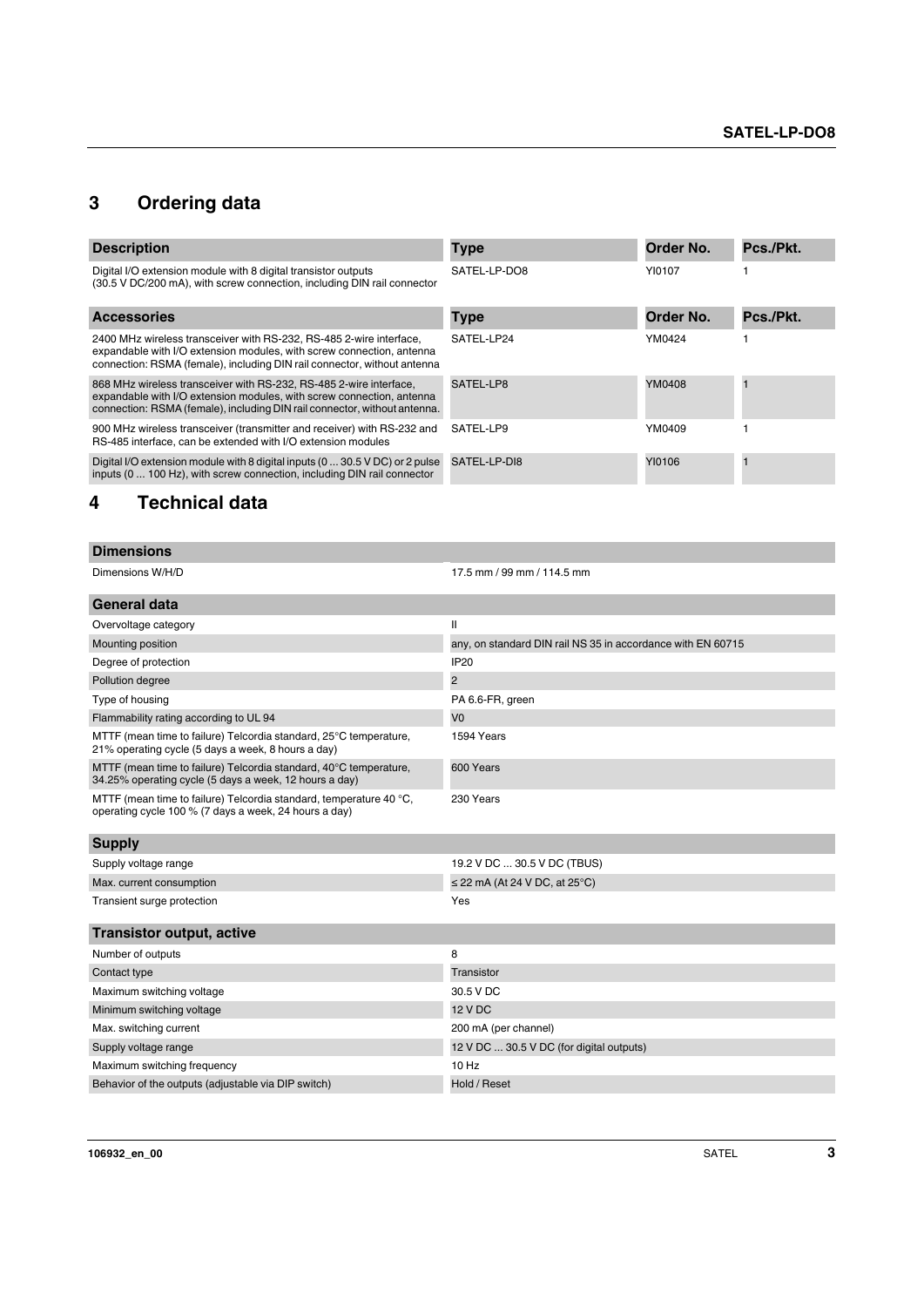# 3 Ordering data

| Description | Type | Order No. | Pcs./Pkt. |
|---|---|---|---|
| Digital I/O extension module with 8 digital transistor outputs (30.5 V DC/200 mA), with screw connection, including DIN rail connector | SATEL-LP-DO8 | YI0107 | 1 |

| Accessories | Type | Order No. | Pcs./Pkt. |
|---|---|---|---|
| 2400 MHz wireless transceiver with RS-232, RS-485 2-wire interface, expandable with I/O extension modules, with screw connection, antenna connection: RSMA (female), including DIN rail connector, without antenna | SATEL-LP24 | YM0424 | 1 |
| 868 MHz wireless transceiver with RS-232, RS-485 2-wire interface, expandable with I/O extension modules, with screw connection, antenna connection: RSMA (female), including DIN rail connector, without antenna. | SATEL-LP8 | YM0408 | 1 |
| 900 MHz wireless transceiver (transmitter and receiver) with RS-232 and RS-485 interface, can be extended with I/O extension modules | SATEL-LP9 | YM0409 | 1 |
| Digital I/O extension module with 8 digital inputs (0 ... 30.5 V DC) or 2 pulse inputs (0 ... 100 Hz), with screw connection, including DIN rail connector | SATEL-LP-DI8 | YI0106 | 1 |

# 4 Technical data

| Dimensions | |
|---|---|
| Dimensions W/H/D | 17.5 mm / 99 mm / 114.5 mm |

| General data | |
|---|---|
| Overvoltage category | II |
| Mounting position | any, on standard DIN rail NS 35 in accordance with EN 60715 |
| Degree of protection | IP20 |
| Pollution degree | 2 |
| Type of housing | PA 6.6-FR, green |
| Flammability rating according to UL 94 | V0 |
| MTTF (mean time to failure) Telcordia standard, 25°C temperature, 21% operating cycle (5 days a week, 8 hours a day) | 1594 Years |
| MTTF (mean time to failure) Telcordia standard, 40°C temperature, 34.25% operating cycle (5 days a week, 12 hours a day) | 600 Years |
| MTTF (mean time to failure) Telcordia standard, temperature 40 °C, operating cycle 100 % (7 days a week, 24 hours a day) | 230 Years |

| Supply | |
|---|---|
| Supply voltage range | 19.2 V DC ... 30.5 V DC (TBUS) |
| Max. current consumption | ≤ 22 mA (At 24 V DC, at 25°C) |
| Transient surge protection | Yes |

| Transistor output, active | |
|---|---|
| Number of outputs | 8 |
| Contact type | Transistor |
| Maximum switching voltage | 30.5 V DC |
| Minimum switching voltage | 12 V DC |
| Max. switching current | 200 mA (per channel) |
| Supply voltage range | 12 V DC ... 30.5 V DC (for digital outputs) |
| Maximum switching frequency | 10 Hz |
| Behavior of the outputs (adjustable via DIP switch) | Hold / Reset |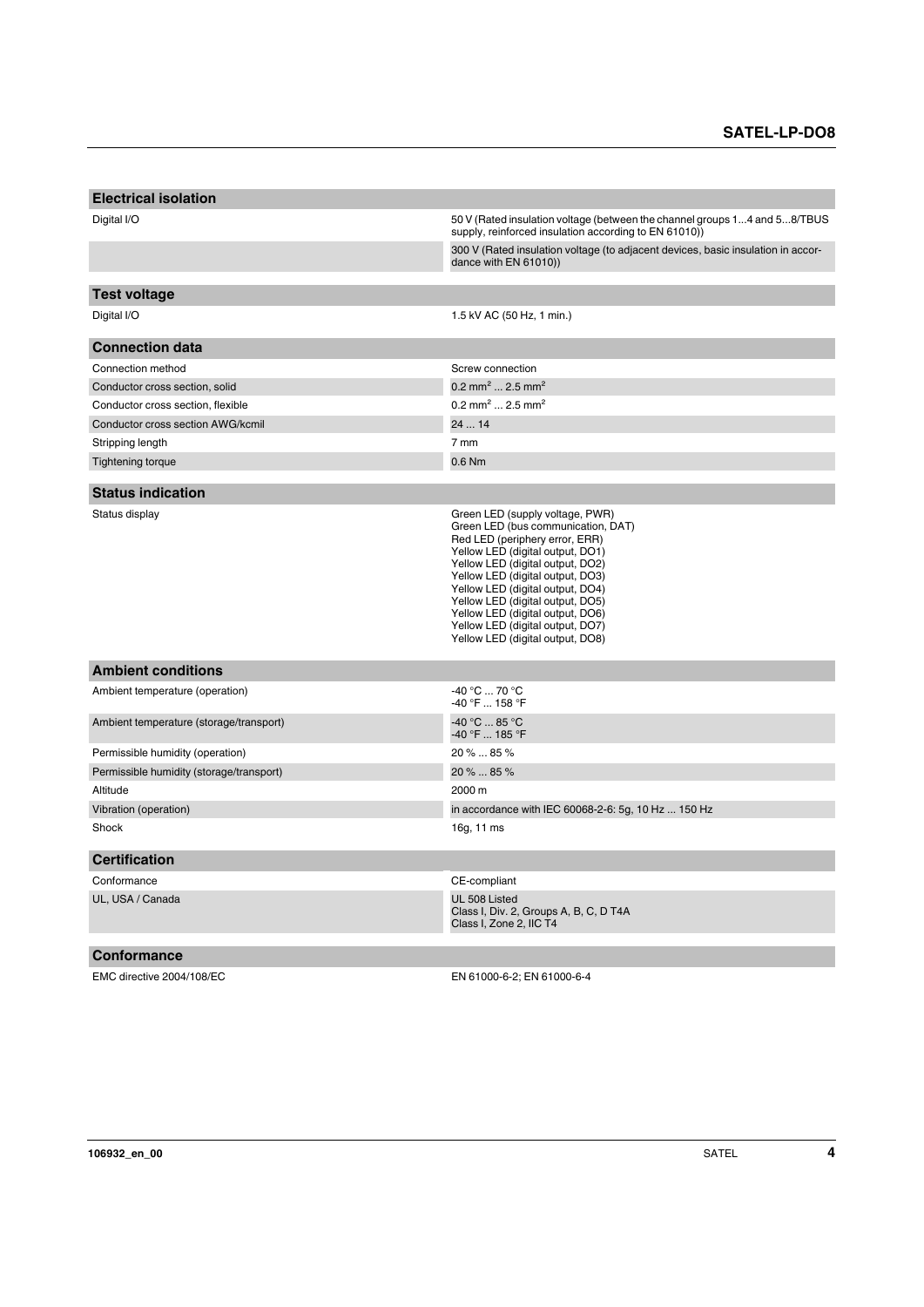| Electrical isolation | |
|---|---|
| Digital I/O | 50 V (Rated insulation voltage (between the channel groups 1...4 and 5...8/TBUS supply, reinforced insulation according to EN 61010)) |
| | 300 V (Rated insulation voltage (to adjacent devices, basic insulation in accordance with EN 61010)) |

| Test voltage | |
|---|---|
| Digital I/O | 1.5 kV AC (50 Hz, 1 min.) |

| Connection data | |
|---|---|
| Connection method | Screw connection |
| Conductor cross section, solid | 0.2 mm² ... 2.5 mm² |
| Conductor cross section, flexible | 0.2 mm² ... 2.5 mm² |
| Conductor cross section AWG/kcmil | 24 ... 14 |
| Stripping length | 7 mm |
| Tightening torque | 0.6 Nm |

| Status indication | |
|---|---|
| Status display | Green LED (supply voltage, PWR)<br>Green LED (bus communication, DAT)<br>Red LED (periphery error, ERR)<br>Yellow LED (digital output, DO1)<br>Yellow LED (digital output, DO2)<br>Yellow LED (digital output, DO3)<br>Yellow LED (digital output, DO4)<br>Yellow LED (digital output, DO5)<br>Yellow LED (digital output, DO6)<br>Yellow LED (digital output, DO7)<br>Yellow LED (digital output, DO8) |

| Ambient conditions | |
|---|---|
| Ambient temperature (operation) | -40 °C ... 70 °C<br>-40 °F ... 158 °F |
| Ambient temperature (storage/transport) | -40 °C ... 85 °C<br>-40 °F ... 185 °F |
| Permissible humidity (operation) | 20 % ... 85 % |
| Permissible humidity (storage/transport) | 20 % ... 85 % |
| Altitude | 2000 m |
| Vibration (operation) | in accordance with IEC 60068-2-6: 5g, 10 Hz ... 150 Hz |
| Shock | 16g, 11 ms |

| Certification | |
|---|---|
| Conformance | CE-compliant |
| UL, USA / Canada | UL 508 Listed<br>Class I, Div. 2, Groups A, B, C, D T4A<br>Class I, Zone 2, IIC T4 |

| Conformance | |
|---|---|
| EMC directive 2004/108/EC | EN 61000-6-2; EN 61000-6-4 |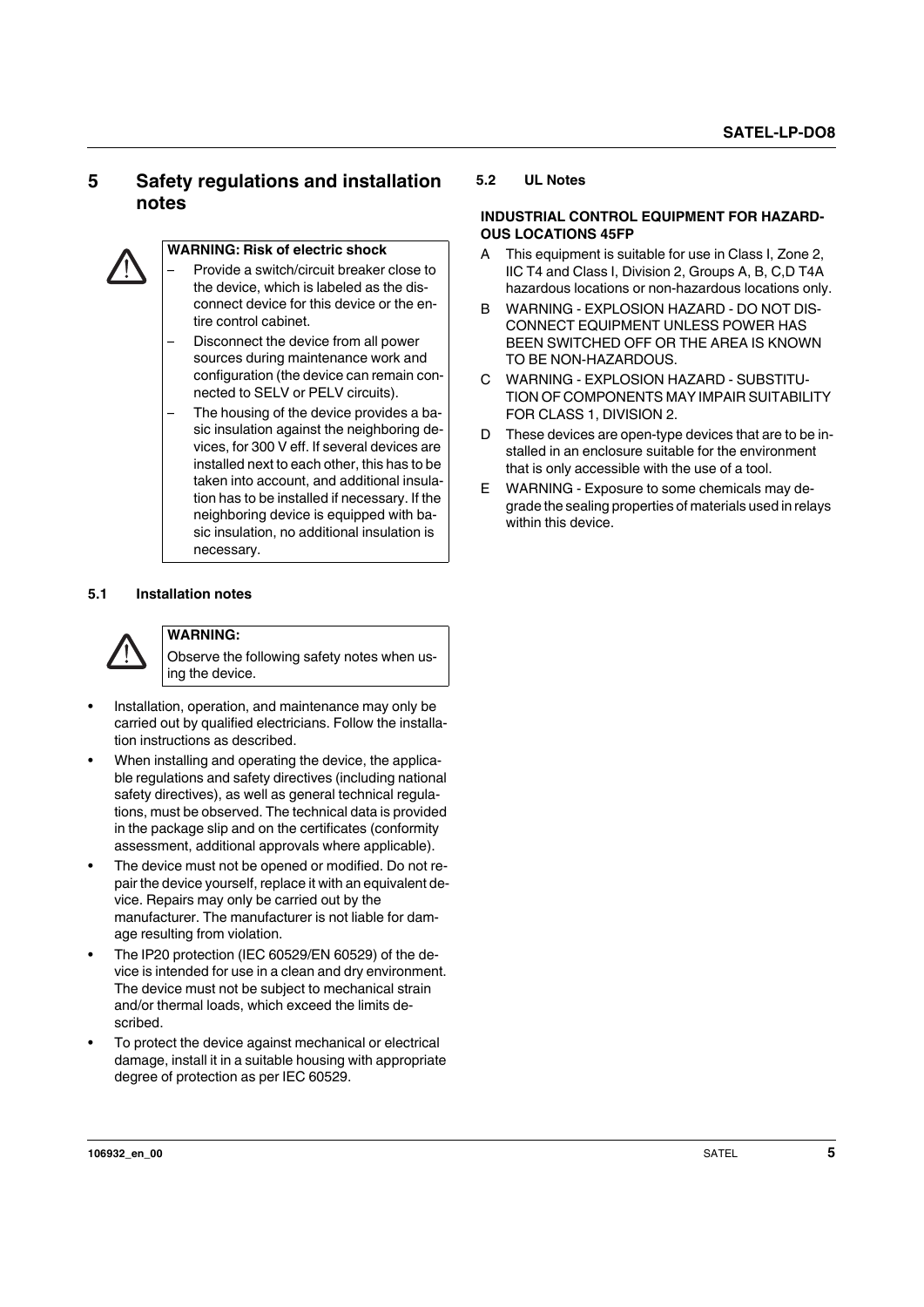# 5 Safety regulations and installation notes

**WARNING: Risk of electric shock**

- Provide a switch/circuit breaker close to the device, which is labeled as the disconnect device for this device or the entire control cabinet.
- Disconnect the device from all power sources during maintenance work and configuration (the device can remain connected to SELV or PELV circuits).
- The housing of the device provides a basic insulation against the neighboring devices, for 300 V eff. If several devices are installed next to each other, this has to be taken into account, and additional insulation has to be installed if necessary. If the neighboring device is equipped with basic insulation, no additional insulation is necessary.

## 5.1 Installation notes

**WARNING:**

Observe the following safety notes when using the device.

- Installation, operation, and maintenance may only be carried out by qualified electricians. Follow the installation instructions as described.
- When installing and operating the device, the applicable regulations and safety directives (including national safety directives), as well as general technical regulations, must be observed. The technical data is provided in the package slip and on the certificates (conformity assessment, additional approvals where applicable).
- The device must not be opened or modified. Do not repair the device yourself, replace it with an equivalent device. Repairs may only be carried out by the manufacturer. The manufacturer is not liable for damage resulting from violation.
- The IP20 protection (IEC 60529/EN 60529) of the device is intended for use in a clean and dry environment. The device must not be subject to mechanical strain and/or thermal loads, which exceed the limits described.
- To protect the device against mechanical or electrical damage, install it in a suitable housing with appropriate degree of protection as per IEC 60529.

## 5.2 UL Notes

**INDUSTRIAL CONTROL EQUIPMENT FOR HAZARDOUS LOCATIONS 45FP**

A This equipment is suitable for use in Class I, Zone 2, IIC T4 and Class I, Division 2, Groups A, B, C,D T4A hazardous locations or non-hazardous locations only.

B WARNING - EXPLOSION HAZARD - DO NOT DISCONNECT EQUIPMENT UNLESS POWER HAS BEEN SWITCHED OFF OR THE AREA IS KNOWN TO BE NON-HAZARDOUS.

C WARNING - EXPLOSION HAZARD - SUBSTITUTION OF COMPONENTS MAY IMPAIR SUITABILITY FOR CLASS 1, DIVISION 2.

D These devices are open-type devices that are to be installed in an enclosure suitable for the environment that is only accessible with the use of a tool.

E WARNING - Exposure to some chemicals may degrade the sealing properties of materials used in relays within this device.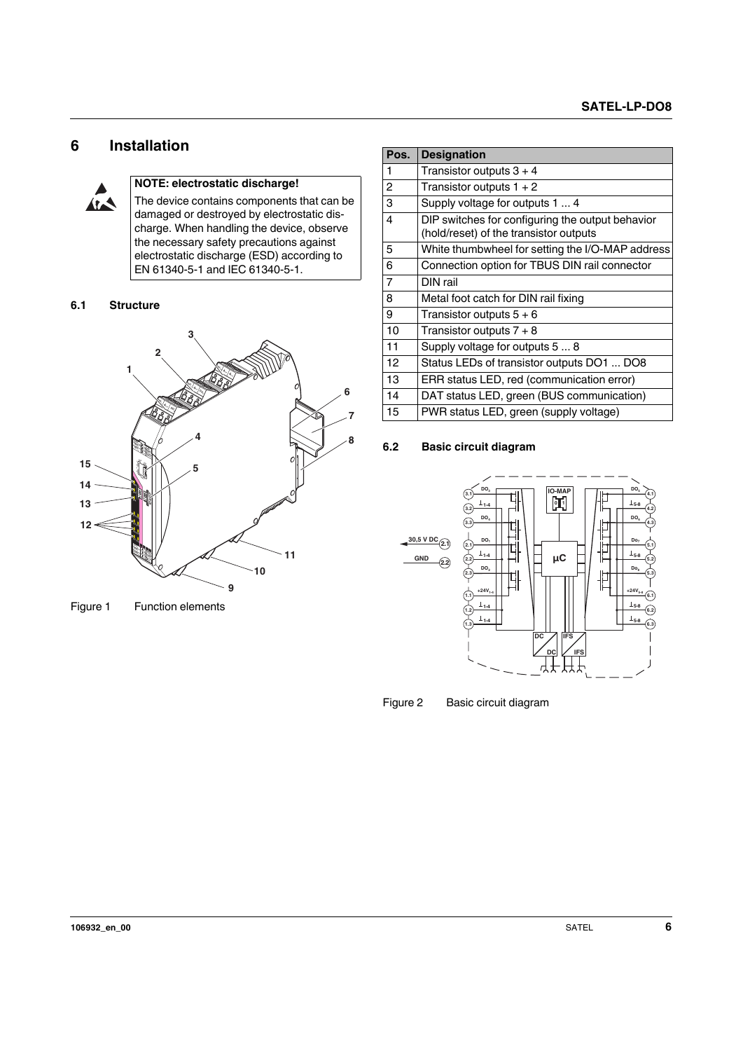# 6 Installation

**NOTE: electrostatic discharge!**

The device contains components that can be damaged or destroyed by electrostatic discharge. When handling the device, observe the necessary safety precautions against electrostatic discharge (ESD) according to EN 61340-5-1 and IEC 61340-5-1.

## 6.1 Structure

Figure 1 Function elements

| Pos. | Designation |
|---|---|
| 1 | Transistor outputs 3 + 4 |
| 2 | Transistor outputs 1 + 2 |
| 3 | Supply voltage for outputs 1 ... 4 |
| 4 | DIP switches for configuring the output behavior (hold/reset) of the transistor outputs |
| 5 | White thumbwheel for setting the I/O-MAP address |
| 6 | Connection option for TBUS DIN rail connector |
| 7 | DIN rail |
| 8 | Metal foot catch for DIN rail fixing |
| 9 | Transistor outputs 5 + 6 |
| 10 | Transistor outputs 7 + 8 |
| 11 | Supply voltage for outputs 5 ... 8 |
| 12 | Status LEDs of transistor outputs DO1 ... DO8 |
| 13 | ERR status LED, red (communication error) |
| 14 | DAT status LED, green (BUS communication) |
| 15 | PWR status LED, green (supply voltage) |

## 6.2 Basic circuit diagram

Figure 2 Basic circuit diagram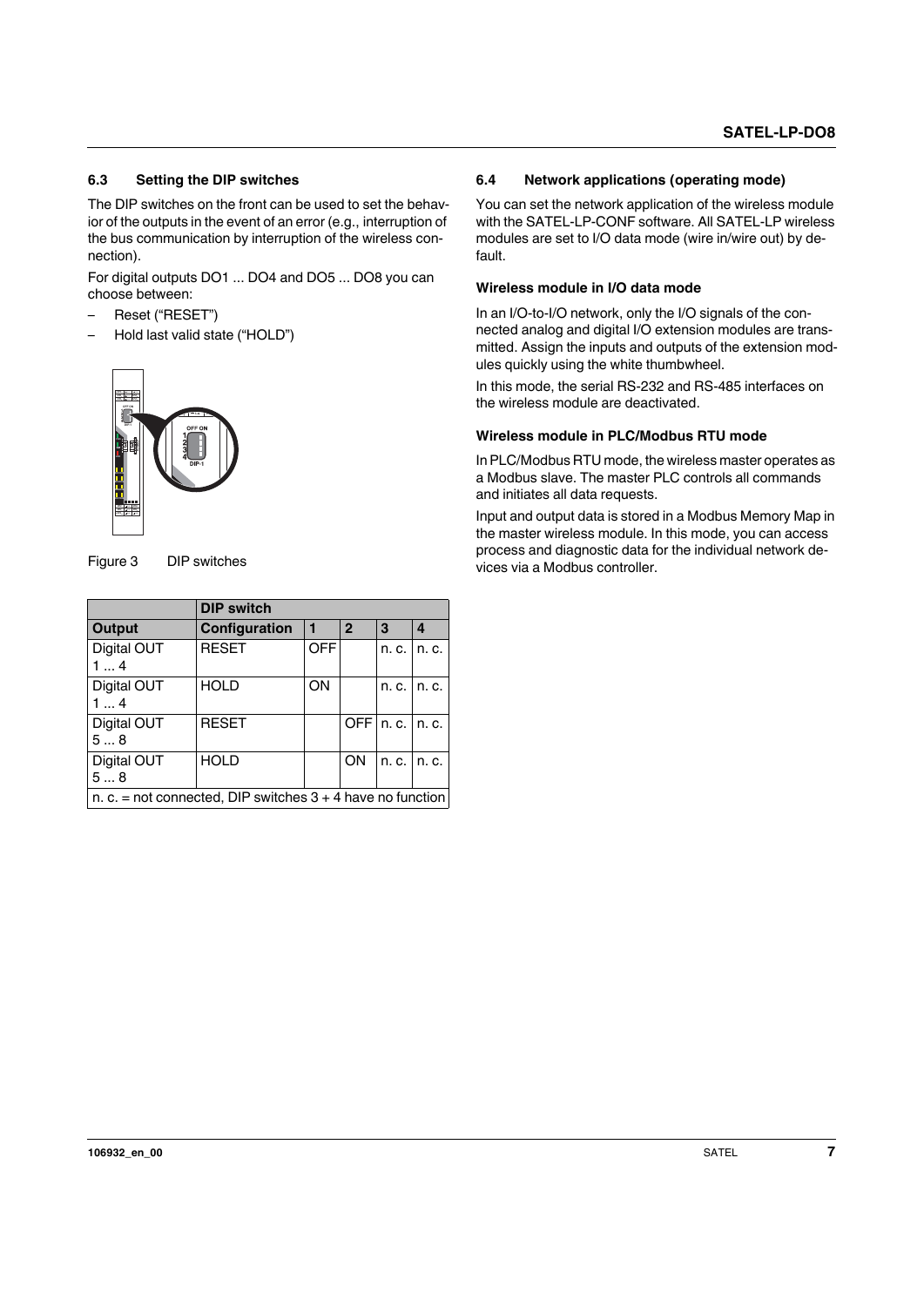### 6.3 Setting the DIP switches

The DIP switches on the front can be used to set the behavior of the outputs in the event of an error (e.g., interruption of the bus communication by interruption of the wireless connection).

For digital outputs DO1 ... DO4 and DO5 ... DO8 you can choose between:

- Reset ("RESET")
- Hold last valid state ("HOLD")

Figure 3 DIP switches

| | DIP switch | | | | |
|---|---|---|---|---|---|
| **Output** | **Configuration** | **1** | **2** | **3** | **4** |
| Digital OUT 1 ... 4 | RESET | OFF | | n. c. | n. c. |
| Digital OUT 1 ... 4 | HOLD | ON | | n. c. | n. c. |
| Digital OUT 5 ... 8 | RESET | | OFF | n. c. | n. c. |
| Digital OUT 5 ... 8 | HOLD | | ON | n. c. | n. c. |
| n. c. = not connected, DIP switches 3 + 4 have no function | | | | | |

### 6.4 Network applications (operating mode)

You can set the network application of the wireless module with the SATEL-LP-CONF software. All SATEL-LP wireless modules are set to I/O data mode (wire in/wire out) by default.

#### Wireless module in I/O data mode

In an I/O-to-I/O network, only the I/O signals of the connected analog and digital I/O extension modules are transmitted. Assign the inputs and outputs of the extension modules quickly using the white thumbwheel.

In this mode, the serial RS-232 and RS-485 interfaces on the wireless module are deactivated.

#### Wireless module in PLC/Modbus RTU mode

In PLC/Modbus RTU mode, the wireless master operates as a Modbus slave. The master PLC controls all commands and initiates all data requests.

Input and output data is stored in a Modbus Memory Map in the master wireless module. In this mode, you can access process and diagnostic data for the individual network devices via a Modbus controller.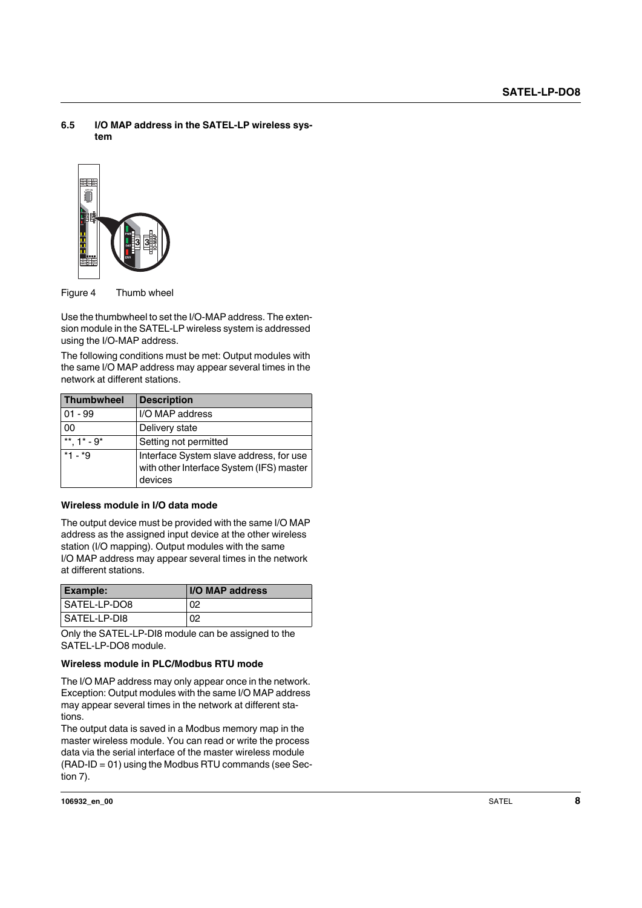## 6.5 I/O MAP address in the SATEL-LP wireless system

Figure 4 Thumb wheel

Use the thumbwheel to set the I/O-MAP address. The extension module in the SATEL-LP wireless system is addressed using the I/O-MAP address.

The following conditions must be met: Output modules with the same I/O MAP address may appear several times in the network at different stations.

| Thumbwheel | Description |
|---|---|
| 01 - 99 | I/O MAP address |
| 00 | Delivery state |
| **, 1* - 9* | Setting not permitted |
| *1 - *9 | Interface System slave address, for use with other Interface System (IFS) master devices |

**Wireless module in I/O data mode**

The output device must be provided with the same I/O MAP address as the assigned input device at the other wireless station (I/O mapping). Output modules with the same I/O MAP address may appear several times in the network at different stations.

| Example: | I/O MAP address |
|---|---|
| SATEL-LP-DO8 | 02 |
| SATEL-LP-DI8 | 02 |

Only the SATEL-LP-DI8 module can be assigned to the SATEL-LP-DO8 module.

**Wireless module in PLC/Modbus RTU mode**

The I/O MAP address may only appear once in the network. Exception: Output modules with the same I/O MAP address may appear several times in the network at different stations.

The output data is saved in a Modbus memory map in the master wireless module. You can read or write the process data via the serial interface of the master wireless module (RAD-ID = 01) using the Modbus RTU commands (see Section 7).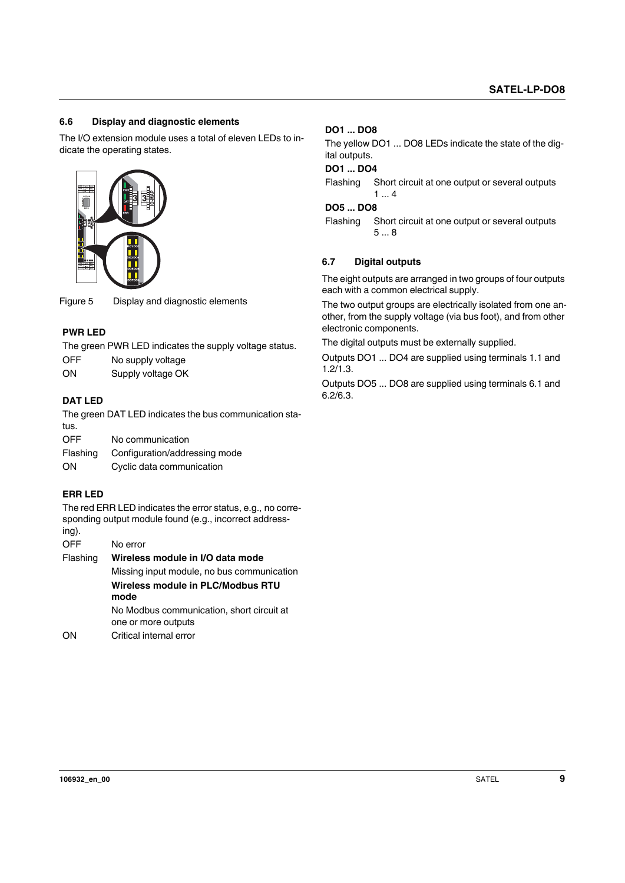## 6.6 Display and diagnostic elements

The I/O extension module uses a total of eleven LEDs to indicate the operating states.

Figure 5 Display and diagnostic elements

### PWR LED

The green PWR LED indicates the supply voltage status.

| | |
|---|---|
| OFF | No supply voltage |
| ON | Supply voltage OK |

### DAT LED

The green DAT LED indicates the bus communication status.

| | |
|---|---|
| OFF | No communication |
| Flashing | Configuration/addressing mode |
| ON | Cyclic data communication |

### ERR LED

The red ERR LED indicates the error status, e.g., no corresponding output module found (e.g., incorrect addressing).

| | |
|---|---|
| OFF | No error |
| Flashing | **Wireless module in I/O data mode**<br>Missing input module, no bus communication<br>**Wireless module in PLC/Modbus RTU mode**<br>No Modbus communication, short circuit at one or more outputs |
| ON | Critical internal error |

### DO1 ... DO8

The yellow DO1 ... DO8 LEDs indicate the state of the digital outputs.

**DO1 ... DO4**

| | |
|---|---|
| Flashing | Short circuit at one output or several outputs 1 ... 4 |

**DO5 ... DO8**

| | |
|---|---|
| Flashing | Short circuit at one output or several outputs 5 ... 8 |

## 6.7 Digital outputs

The eight outputs are arranged in two groups of four outputs each with a common electrical supply.

The two output groups are electrically isolated from one another, from the supply voltage (via bus foot), and from other electronic components.

The digital outputs must be externally supplied.

Outputs DO1 ... DO4 are supplied using terminals 1.1 and 1.2/1.3.

Outputs DO5 ... DO8 are supplied using terminals 6.1 and 6.2/6.3.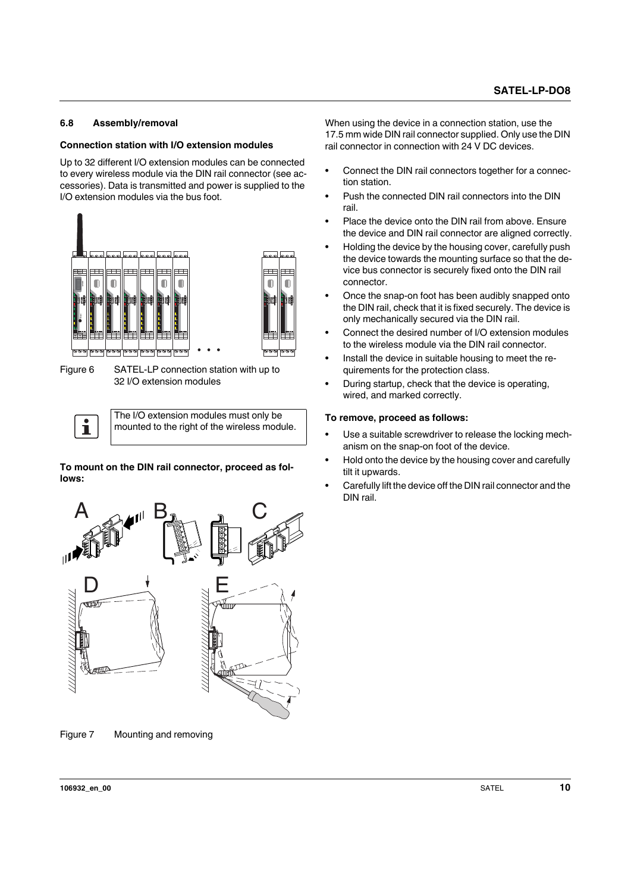## 6.8 Assembly/removal

### Connection station with I/O extension modules

Up to 32 different I/O extension modules can be connected to every wireless module via the DIN rail connector (see accessories). Data is transmitted and power is supplied to the I/O extension modules via the bus foot.

Figure 6 SATEL-LP connection station with up to 32 I/O extension modules

> The I/O extension modules must only be mounted to the right of the wireless module.

**To mount on the DIN rail connector, proceed as follows:**

Figure 7 Mounting and removing

When using the device in a connection station, use the 17.5 mm wide DIN rail connector supplied. Only use the DIN rail connector in connection with 24 V DC devices.

- Connect the DIN rail connectors together for a connection station.
- Push the connected DIN rail connectors into the DIN rail.
- Place the device onto the DIN rail from above. Ensure the device and DIN rail connector are aligned correctly.
- Holding the device by the housing cover, carefully push the device towards the mounting surface so that the device bus connector is securely fixed onto the DIN rail connector.
- Once the snap-on foot has been audibly snapped onto the DIN rail, check that it is fixed securely. The device is only mechanically secured via the DIN rail.
- Connect the desired number of I/O extension modules to the wireless module via the DIN rail connector.
- Install the device in suitable housing to meet the requirements for the protection class.
- During startup, check that the device is operating, wired, and marked correctly.

**To remove, proceed as follows:**

- Use a suitable screwdriver to release the locking mechanism on the snap-on foot of the device.
- Hold onto the device by the housing cover and carefully tilt it upwards.
- Carefully lift the device off the DIN rail connector and the DIN rail.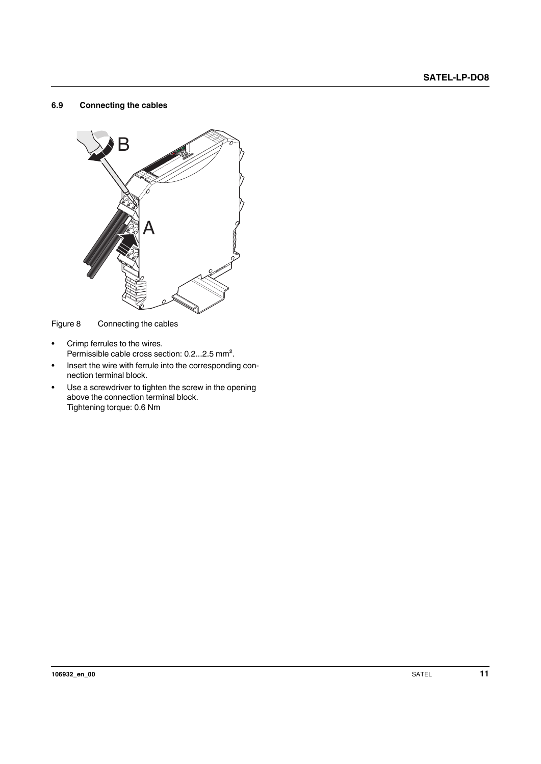## 6.9 Connecting the cables

Figure 8 Connecting the cables

- Crimp ferrules to the wires.
  Permissible cable cross section: 0.2...2.5 mm².
- Insert the wire with ferrule into the corresponding connection terminal block.
- Use a screwdriver to tighten the screw in the opening above the connection terminal block.
  Tightening torque: 0.6 Nm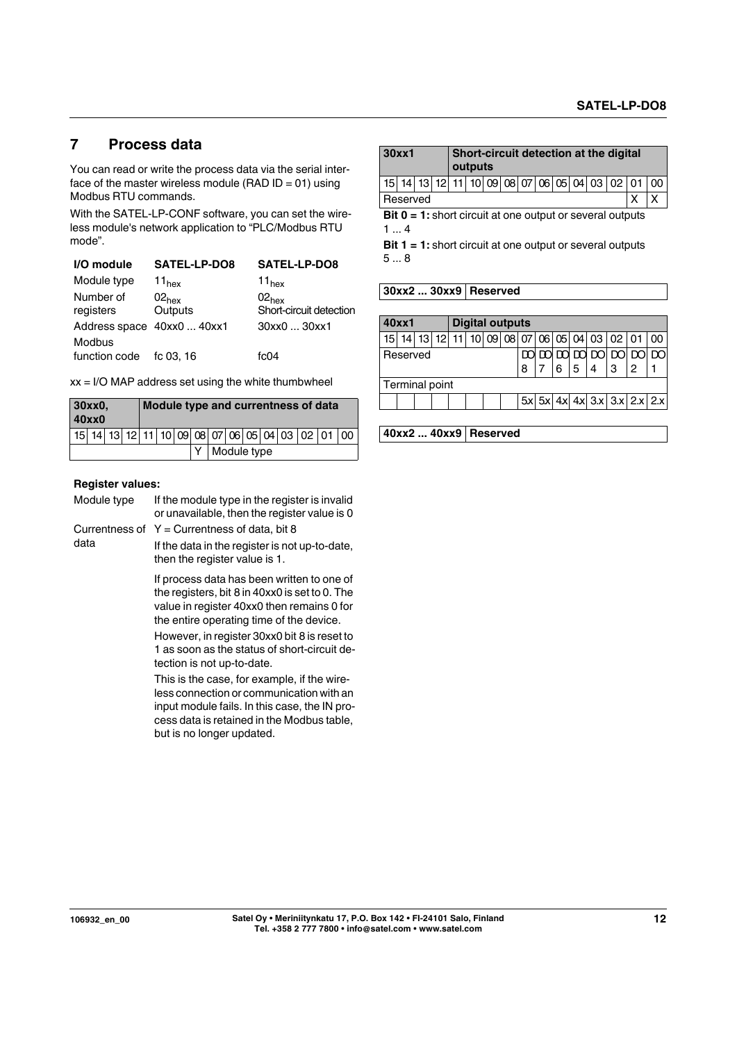## 7 Process data

You can read or write the process data via the serial interface of the master wireless module (RAD ID = 01) using Modbus RTU commands.

With the SATEL-LP-CONF software, you can set the wireless module's network application to "PLC/Modbus RTU mode".

| I/O module | SATEL-LP-DO8 | SATEL-LP-DO8 |
|---|---|---|
| Module type | $11_{hex}$ | $11_{hex}$ |
| Number of registers | $02_{hex}$ Outputs | $02_{hex}$ Short-circuit detection |
| Address space | 40xx0 ... 40xx1 | 30xx0 ... 30xx1 |
| Modbus function code | fc 03, 16 | fc04 |

xx = I/O MAP address set using the white thumbwheel

| 30xx0, 40xx0 | | | | | | | | Module type and currentness of data | | | | | | | |
|---|---|---|---|---|---|---|---|---|---|---|---|---|---|---|---|
| 15 | 14 | 13 | 12 | 11 | 10 | 09 | 08 | 07 | 06 | 05 | 04 | 03 | 02 | 01 | 00 |
| | | | | | | | Y | Module type | | | | | | | |

**Register values:**

| | |
|---|---|
| Module type | If the module type in the register is invalid or unavailable, then the register value is 0 |
| Currentness of data | Y = Currentness of data, bit 8<br>If the data in the register is not up-to-date, then the register value is 1.<br>If process data has been written to one of the registers, bit 8 in 40xx0 is set to 0. The value in register 40xx0 then remains 0 for the entire operating time of the device.<br>However, in register 30xx0 bit 8 is reset to 1 as soon as the status of short-circuit detection is not up-to-date.<br>This is the case, for example, if the wireless connection or communication with an input module fails. In this case, the IN process data is retained in the Modbus table, but is no longer updated. |

| 30xx1 | | | | Short-circuit detection at the digital outputs | | | | | | | | | | | |
|---|---|---|---|---|---|---|---|---|---|---|---|---|---|---|---|
| 15 | 14 | 13 | 12 | 11 | 10 | 09 | 08 | 07 | 06 | 05 | 04 | 03 | 02 | 01 | 00 |
| Reserved | | | | | | | | | | | | | | X | X |

**Bit 0 = 1:** short circuit at one output or several outputs 1 ... 4

**Bit 1 = 1:** short circuit at one output or several outputs 5 ... 8

| 30xx2 ... 30xx9 | Reserved |
|---|---|

| 40xx1 | | | | Digital outputs | | | | | | | | | | | |
|---|---|---|---|---|---|---|---|---|---|---|---|---|---|---|---|
| 15 | 14 | 13 | 12 | 11 | 10 | 09 | 08 | 07 | 06 | 05 | 04 | 03 | 02 | 01 | 00 |
| Reserved | | | | | | | | DO 8 | DO 7 | DO 6 | DO 5 | DO 4 | DO 3 | DO 2 | DO 1 |
| Terminal point | | | | | | | | | | | | | | | |
| | | | | | | | | 5x | 5x | 4x | 4x | 3.x | 3.x | 2.x | 2.x |

| 40xx2 ... 40xx9 | Reserved |
|---|---|